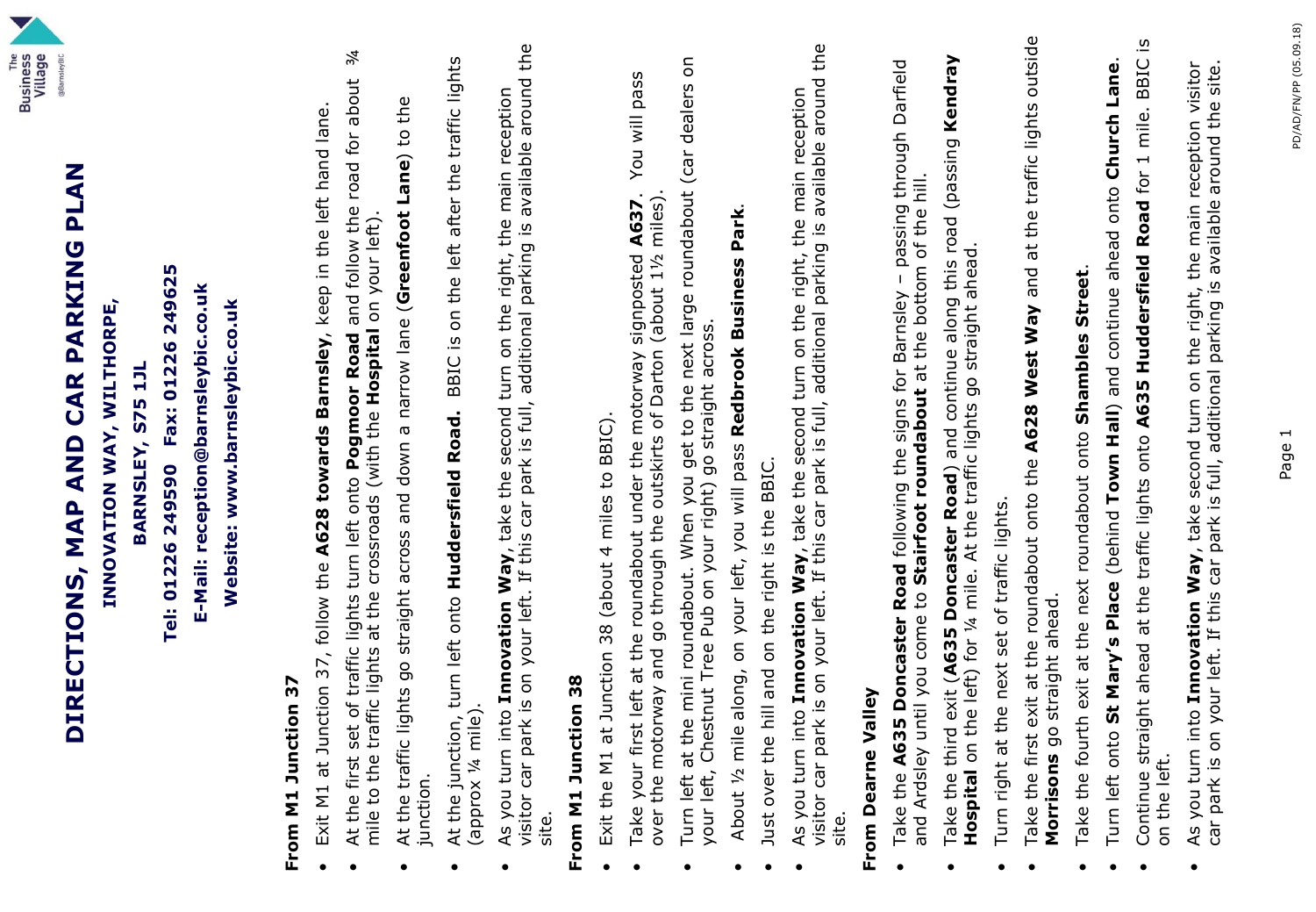# DIRECTIONS, MAP AND CAR PARKING PLAN

**INNOVATION WAY, WILTHORPE,**

**BARNSLEY, S75 1JL**

**Tel: 01226 249590 Fax: 01226 249625**

**E-Mail: reception@barnsleybic.co.uk**

**Website: www.barnsleybic.co.uk**

**From M1 Junction 37**

- Exit M1 at Junction 37, follow the **A628 towards Barnsley**, keep in the left hand lane.
- At the first set of traffic lights turn left onto **Pogmoor Road** and follow the road for about ¾ mile to the traffic lights at the crossroads (with the **Hospital** on your left).
- At the traffic lights go straight across and down a narrow lane (**Greenfoot Lane**) to the junction.
- At the junction, turn left onto **Huddersfield Road.** BBIC is on the left after the traffic lights (approx ¼ mile).
- As you turn into **Innovation Way**, take the second turn on the right, the main reception visitor car park is on your left. If this car park is full, additional parking is available around the site.

**From M1 Junction 38**

- Exit the M1 at Junction 38 (about 4 miles to BBIC).
- Take your first left at the roundabout under the motorway signposted **A637**. You will pass over the motorway and go through the outskirts of Darton (about 1½ miles).
- Turn left at the mini roundabout. When you get to the next large roundabout (car dealers on your left, Chestnut Tree Pub on your right) go straight across.
- About ½ mile along, on your left, you will pass **Redbrook Business Park**.
- Just over the hill and on the right is the BBIC.
- As you turn into **Innovation Way**, take the second turn on the right, the main reception visitor car park is on your left. If this car park is full, additional parking is available around the site.

**From Dearne Valley**

- Take the **A635 Doncaster Road** following the signs for Barnsley – passing through Darfield and Ardsley until you come to **Stairfoot roundabout** at the bottom of the hill.
- Take the third exit (**A635 Doncaster Road**) and continue along this road (passing **Kendray Hospital** on the left) for ¼ mile. At the traffic lights go straight ahead.
- Turn right at the next set of traffic lights.
- Take the first exit at the roundabout onto the **A628 West Way** and at the traffic lights outside **Morrisons** go straight ahead.
- Take the fourth exit at the next roundabout onto **Shambles Street**.
- Turn left onto **St Mary's Place** (behind **Town Hall**) and continue ahead onto **Church Lane.**
- Continue straight ahead at the traffic lights onto **A635 Huddersfield Road** for 1 mile. BBIC is on the left.
- As you turn into **Innovation Way**, take second turn on the right, the main reception visitor car park is on your left. If this car park is full, additional parking is available around the site.

PD/AD/FN/PP (05.09.18)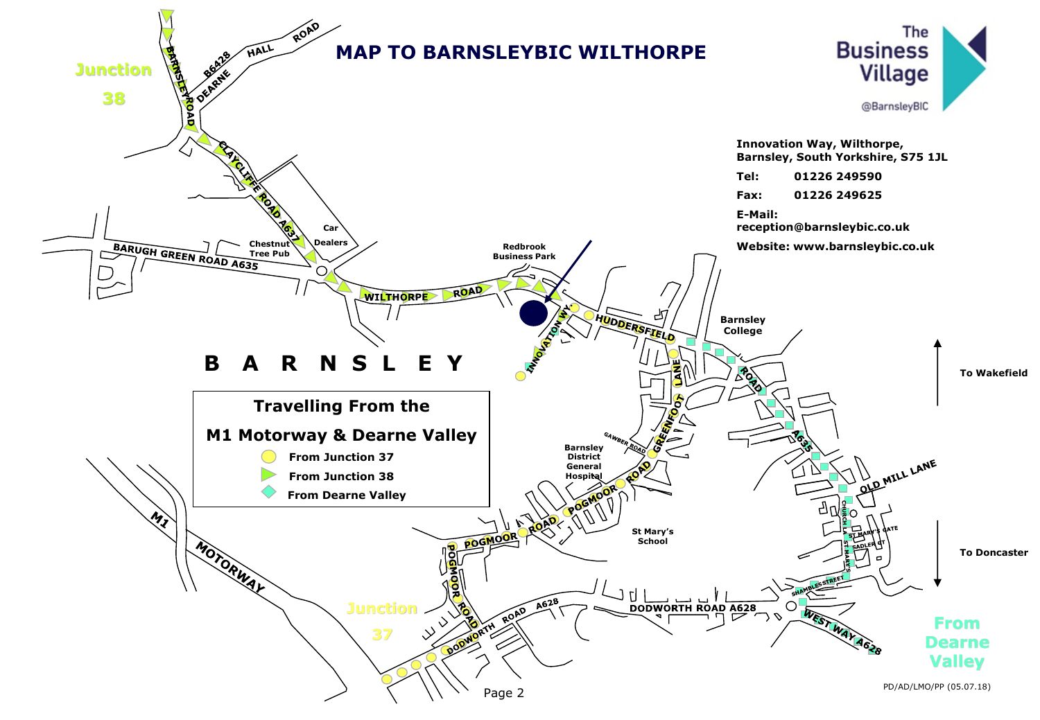# MAP TO BARNSLEYBIC WILTHORPE

The Business Village

@BarnsleyBIC

**Innovation Way, Wilthorpe, Barnsley, South Yorkshire, S75 1JL**

**Tel:** 01226 249590

**Fax:** 01226 249625

**E-Mail:** reception@barnsleybic.co.uk

**Website:** www.barnsleybic.co.uk

## Travelling From the M1 Motorway & Dearne Valley

- From Junction 37 (yellow circles)
- From Junction 38 (green triangles)
- From Dearne Valley (turquoise diamonds)

Junction 38

Junction 37

From Dearne Valley

To Wakefield

To Doncaster

BARNSLEY

Barnsley Road, B6428 Dearne Hall Road, Claycliffe Road A637, Barugh Green Road A635, Chestnut Tree Pub, Car Dealers, Wilthorpe Road, Redbrook Business Park, Innovation Wy., Huddersfield Road A635, Barnsley College, Greenfoot Lane, Gawber Road, Barnsley District General Hospital, Pogmoor Road, St Mary's School, Old Mill Lane, Church La, St Mary's Gate, St Mary's, Sadler Gt, Shambles Street, Westway A628, Dodworth Road A628, M1 Motorway

PD/AD/LMO/PP (05.07.18)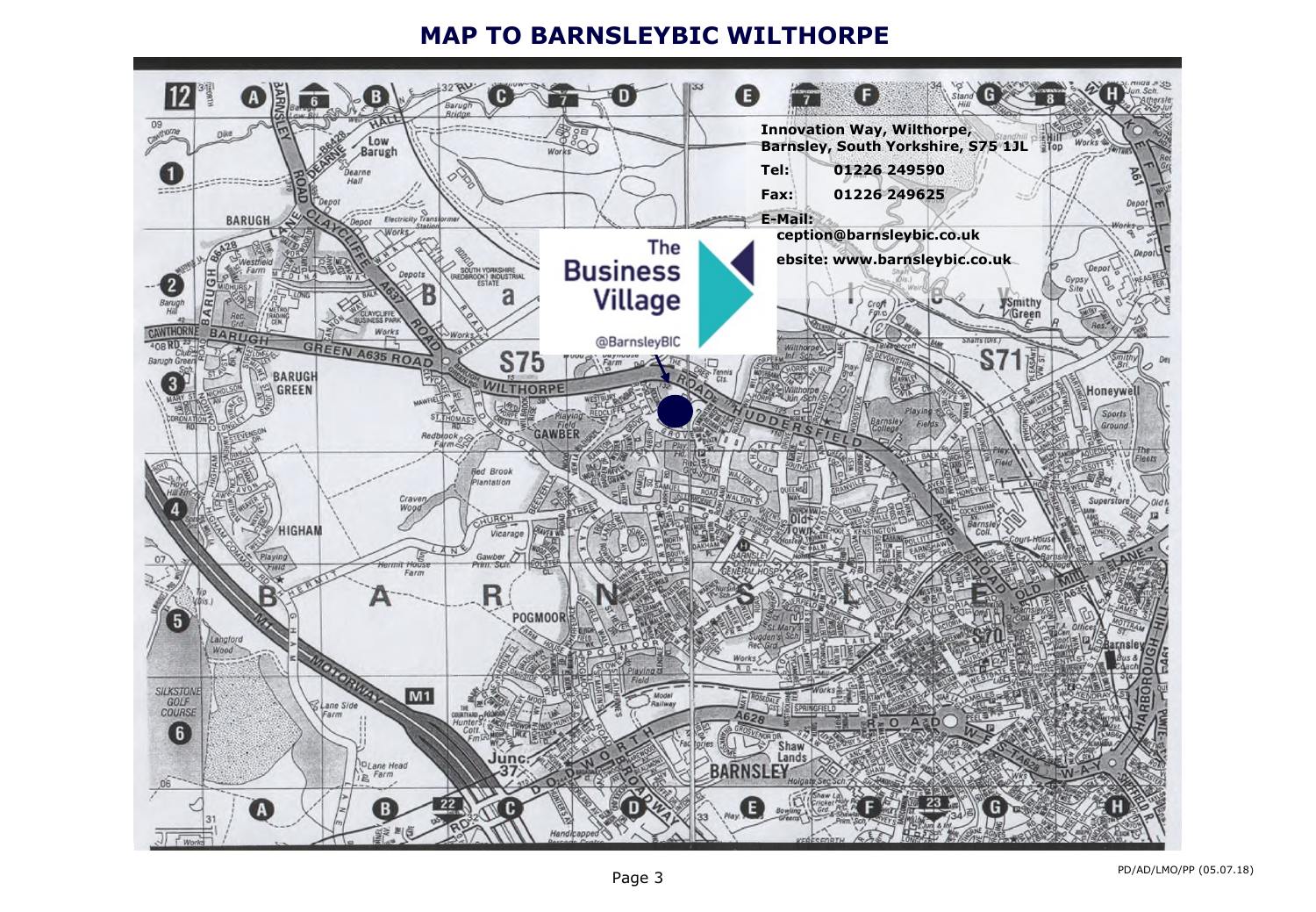# MAP TO BARNSLEYBIC WILTHORPE

**Innovation Way, Wilthorpe, Barnsley, South Yorkshire, S75 1JL**

**Tel:** 01226 249590

**Fax:** 01226 249625

**E-Mail:** ception@barnsleybic.co.uk

ebsite: www.barnsleybic.co.uk

The Business Village

@BarnsleyBIC

PD/AD/LMO/PP (05.07.18)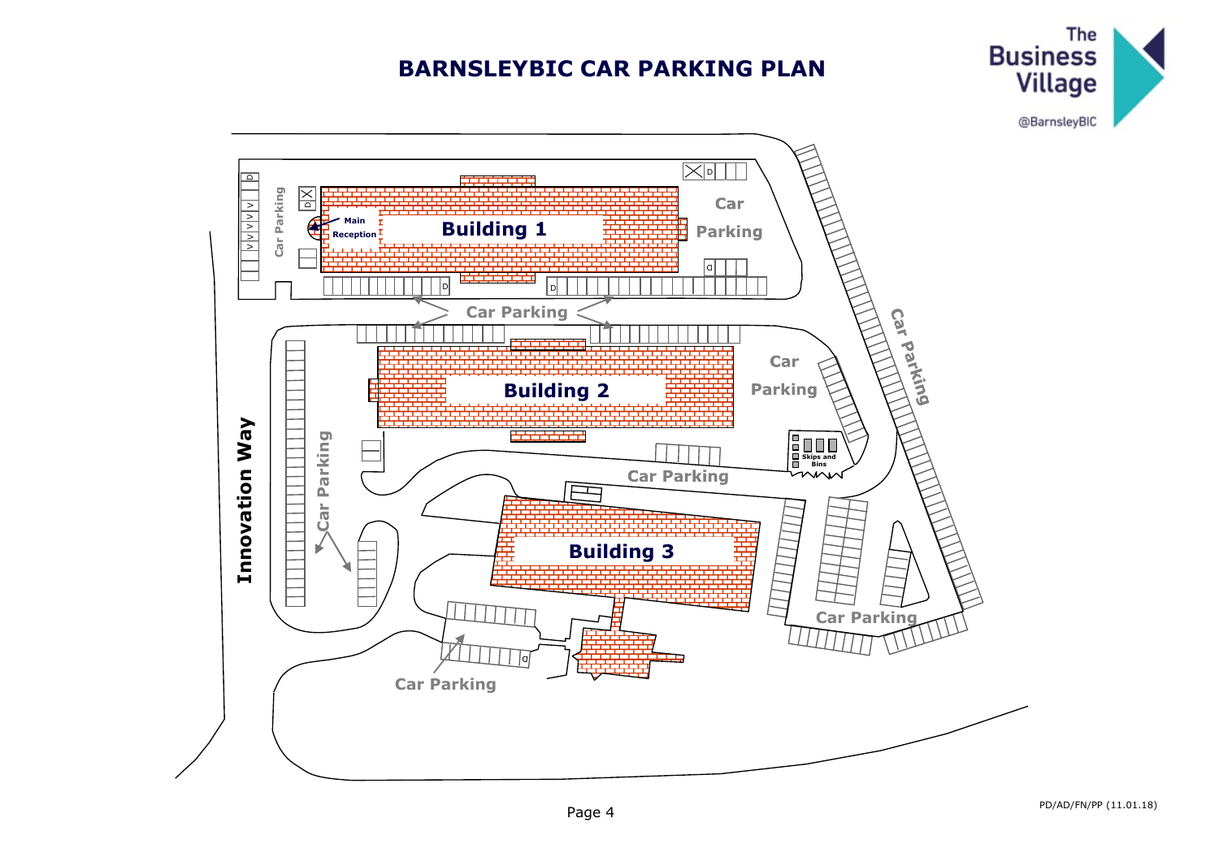# BARNSLEYBIC CAR PARKING PLAN

The Business Village

@BarnsleyBIC

Main Reception

Building 1

Building 2

Building 3

Car Parking

Car Parking

Car Parking

Car Parking

Car Parking

Car Parking

Car Parking

Car Parking

Car Parking

Skips and Bins

Innovation Way

PD/AD/FN/PP (11.01.18)